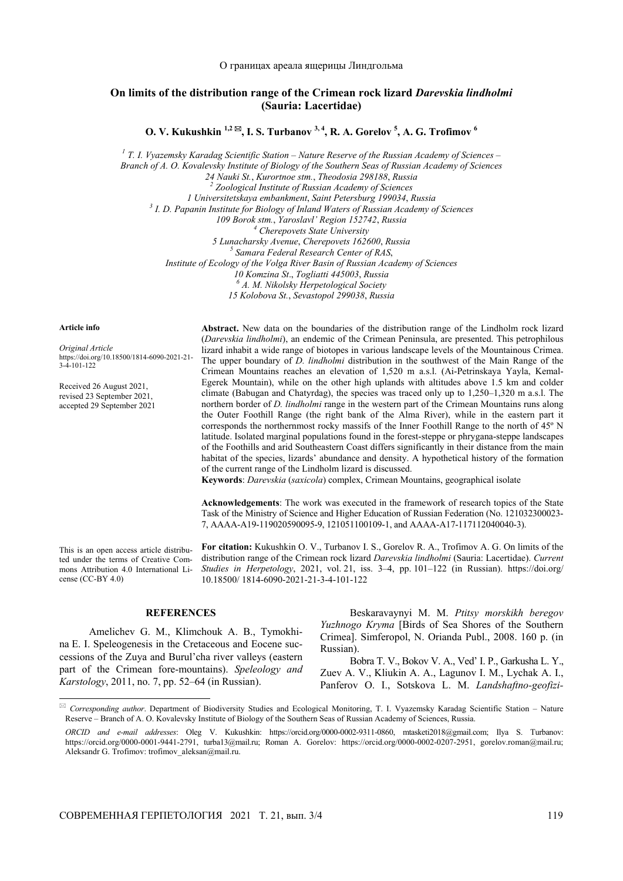О границах ареала ящерицы Линдгольма

# On limits of the distribution range of the Crimean rock lizard *Darevskia lindholmi* (Sauria: Lacertidae)

**O. V. Kukushkin [1,2] ✉, I. S. Turbanov [3,4], R. A. Gorelov [5], A. G. Trofimov [6]**

*[1] T. I. Vyazemsky Karadag Scientific Station – Nature Reserve of the Russian Academy of Sciences – Branch of A. O. Kovalevsky Institute of Biology of the Southern Seas of Russian Academy of Sciences*
*24 Nauki St., Kurortnoe stm., Theodosia 298188, Russia*
*[2] Zoological Institute of Russian Academy of Sciences*
*1 Universitetskaya embankment, Saint Petersburg 199034, Russia*
*[3] I. D. Papanin Institute for Biology of Inland Waters of Russian Academy of Sciences*
*109 Borok stm., Yaroslavl' Region 152742, Russia*
*[4] Cherepovets State University*
*5 Lunacharsky Avenue, Cherepovets 162600, Russia*
*[5] Samara Federal Research Center of RAS, Institute of Ecology of the Volga River Basin of Russian Academy of Sciences*
*10 Komzina St., Togliatti 445003, Russia*
*[6] A. M. Nikolsky Herpetological Society*
*15 Kolobova St., Sevastopol 299038, Russia*

**Article info**

*Original Article*
https://doi.org/10.18500/1814-6090-2021-21-3-4-101-122

Received 26 August 2021, revised 23 September 2021, accepted 29 September 2021

This is an open access article distributed under the terms of Creative Commons Attribution 4.0 International License (CC-BY 4.0)

**Abstract.** New data on the boundaries of the distribution range of the Lindholm rock lizard (*Darevskia lindholmi*), an endemic of the Crimean Peninsula, are presented. This petrophilous lizard inhabit a wide range of biotopes in various landscape levels of the Mountainous Crimea. The upper boundary of *D. lindholmi* distribution in the southwest of the Main Range of the Crimean Mountains reaches an elevation of 1,520 m a.s.l. (Ai-Petrinskaya Yayla, Kemal-Egerek Mountain), while on the other high uplands with altitudes above 1.5 km and colder climate (Babugan and Chatyrdag), the species was traced only up to 1,250–1,320 m a.s.l. The northern border of *D. lindholmi* range in the western part of the Crimean Mountains runs along the Outer Foothill Range (the right bank of the Alma River), while in the eastern part it corresponds the northernmost rocky massifs of the Inner Foothill Range to the north of 45º N latitude. Isolated marginal populations found in the forest-steppe or phrygana-steppe landscapes of the Foothills and arid Southeastern Coast differs significantly in their distance from the main habitat of the species, lizards' abundance and density. A hypothetical history of the formation of the current range of the Lindholm lizard is discussed.

**Keywords**: *Darevskia* (*saxicola*) complex, Crimean Mountains, geographical isolate

**Acknowledgements**: The work was executed in the framework of research topics of the State Task of the Ministry of Science and Higher Education of Russian Federation (No. 121032300023-7, AAAA-A19-119020590095-9, 121051100109-1, and AAAA-A17-117112040040-3).

**For citation:** Kukushkin O. V., Turbanov I. S., Gorelov R. A., Trofimov A. G. On limits of the distribution range of the Crimean rock lizard *Darevskia lindholmi* (Sauria: Lacertidae). *Current Studies in Herpetology*, 2021, vol. 21, iss. 3–4, pp. 101–122 (in Russian). https://doi.org/ 10.18500/ 1814-6090-2021-21-3-4-101-122

## REFERENCES

Amelichev G. M., Klimchouk A. B., Tymokhina E. I. Speleogenesis in the Cretaceous and Eocene successions of the Zuya and Burul'cha river valleys (eastern part of the Crimean fore-mountains). *Speleology and Karstology*, 2011, no. 7, pp. 52–64 (in Russian).

Beskaravaynyi M. M. *Ptitsy morskikh beregov Yuzhnogo Kryma* [Birds of Sea Shores of the Southern Crimea]. Simferopol, N. Orianda Publ., 2008. 160 p. (in Russian).

Bobra T. V., Bokov V. A., Ved' I. P., Garkusha L. Y., Zuev A. V., Kliukin A. A., Lagunov I. M., Lychak A. I., Panferov O. I., Sotskova L. M. *Landshaftno-geofizi-*

✉ *Corresponding author*. Department of Biodiversity Studies and Ecological Monitoring, T. I. Vyazemsky Karadag Scientific Station – Nature Reserve – Branch of A. O. Kovalevsky Institute of Biology of the Southern Seas of Russian Academy of Sciences, Russia.

*ORCID and e-mail addresses*: Oleg V. Kukushkin: https://orcid.org/0000-0002-9311-0860, mtasketi2018@gmail.com; Ilya S. Turbanov: https://orcid.org/0000-0001-9441-2791, turba13@mail.ru; Roman A. Gorelov: https://orcid.org/0000-0002-0207-2951, gorelov.roman@mail.ru; Aleksandr G. Trofimov: trofimov_aleksan@mail.ru.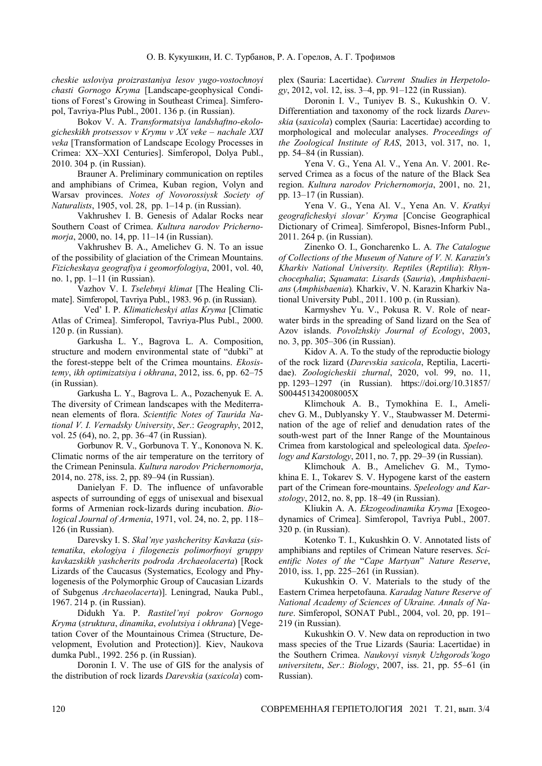*cheskie usloviya proizrastaniya lesov yugo-vostochnoyi chasti Gornogo Kryma* [Landscape-geophysical Conditions of Forest's Growing in Southeast Crimea]. Simferopol, Tavriya-Plus Publ., 2001. 136 p. (in Russian).

Bokov V. A. *Transformatsiya landshaftno-ekologicheskikh protsessov v Krymu v XX veke – nachale XXI veka* [Transformation of Landscape Ecology Processes in Crimea: XX–XXI Centuries]. Simferopol, Dolya Publ., 2010. 304 p. (in Russian).

Brauner A. Preliminary communication on reptiles and amphibians of Crimea, Kuban region, Volyn and Warsav provinces. *Notes of Novorossiysk Society of Naturalists*, 1905, vol. 28, pp. 1–14 p. (in Russian).

Vakhrushev I. B. Genesis of Adalar Rocks near Southern Coast of Crimea. *Kultura narodov Prichernomorja*, 2000, no. 14, pp. 11–14 (in Russian).

Vakhrushev B. A., Amelichev G. N. To an issue of the possibility of glaciation of the Crimean Mountains. *Fizicheskaya geografiya i geomorfologiya*, 2001, vol. 40, no. 1, pp. 1–11 (in Russian).

Vazhov V. I. *Tselebnyi klimat* [The Healing Climate]. Simferopol, Tavriya Publ., 1983. 96 p. (in Russian).

Ved' I. P. *Klimaticheskyi atlas Kryma* [Climatic Atlas of Crimea]. Simferopol, Tavriya-Plus Publ., 2000. 120 p. (in Russian).

Garkusha L. Y., Bagrova L. A. Composition, structure and modern environmental state of "dubki" at the forest-steppe belt of the Crimea mountains. *Ekosistemy, ikh optimizatsiya i okhrana*, 2012, iss. 6, pp. 62–75 (in Russian).

Garkusha L. Y., Bagrova L. A., Pozachenyuk E. A. The diversity of Crimean landscapes with the Mediterranean elements of flora. *Scientific Notes of Taurida National V. I. Vernadsky University*, *Ser*.: *Geography*, 2012, vol. 25 (64), no. 2, pp. 36–47 (in Russian).

Gorbunov R. V., Gorbunova T. Y., Kononova N. K. Climatic norms of the air temperature on the territory of the Crimean Peninsula. *Kultura narodov Prichernomorja*, 2014, no. 278, iss. 2, pp. 89–94 (in Russian).

Danielyan F. D. The influence of unfavorable aspects of surrounding of eggs of unisexual and bisexual forms of Armenian rock-lizards during incubation. *Biological Journal of Armenia*, 1971, vol. 24, no. 2, pp. 118–126 (in Russian).

Darevsky I. S. *Skal'nye yashcheritsy Kavkaza* (*sistematika*, *ekologiya i filogenezis polimorfnoyi gruppy kavkazskikh yashcherits podroda Archaeolacerta*) [Rock Lizards of the Caucasus (Systematics, Ecology and Phylogenesis of the Polymorphic Group of Caucasian Lizards of Subgenus *Archaeolacerta*)]. Leningrad, Nauka Publ., 1967. 214 p. (in Russian).

Didukh Ya. P. *Rastitel'nyi pokrov Gornogo Kryma* (*struktura*, *dinamika*, *evolutsiya i okhrana*) [Vegetation Cover of the Mountainous Crimea (Structure, Development, Evolution and Protection)]. Kiev, Naukova dumka Publ., 1992. 256 p. (in Russian).

Doronin I. V. The use of GIS for the analysis of the distribution of rock lizards *Darevskia* (*saxicola*) complex (Sauria: Lacertidae). *Current Studies in Herpetology*, 2012, vol. 12, iss. 3–4, pp. 91–122 (in Russian).

Doronin I. V., Tuniyev B. S., Kukushkin O. V. Differentiation and taxonomy of the rock lizards *Darevskia* (*saxicola*) complex (Sauria: Lacertidae) according to morphological and molecular analyses. *Proceedings of the Zoological Institute of RAS*, 2013, vol. 317, no. 1, pp. 54–84 (in Russian).

Yena V. G., Yena Al. V., Yena An. V. 2001. Reserved Crimea as a focus of the nature of the Black Sea region. *Kultura narodov Prichernomorja*, 2001, no. 21, pp. 13–17 (in Russian).

Yena V. G., Yena Al. V., Yena An. V. *Kratkyi geograficheskyi slovar' Kryma* [Concise Geographical Dictionary of Crimea]. Simferopol, Bisnes-Inform Publ., 2011. 264 p. (in Russian).

Zinenko O. I., Goncharenko L. A. *The Catalogue of Collections of the Museum of Nature of V. N. Karazin's Kharkiv National University. Reptiles* (*Reptilia*): *Rhynchocephalia*; *Squamata*: *Lisards* (*Sauria*), *Amphisbaenians* (*Amphisbaenia*). Kharkiv, V. N. Karazin Kharkiv National University Publ., 2011. 100 p. (in Russian).

Karmyshev Yu. V., Pokusa R. V. Role of nearwater birds in the spreading of Sand lizard on the Sea of Azov islands. *Povolzhskiy Journal of Ecology*, 2003, no. 3, pp. 305–306 (in Russian).

Kidov A. A. To the study of the reproductie biology of the rock lizard (*Darevskia saxicola*, Reptilia, Lacertidae). *Zoologicheskii zhurnal*, 2020, vol. 99, no. 11, pp. 1293–1297 (in Russian). https://doi.org/10.31857/S004451342008005X

Klimchouk A. B., Tymokhina E. I., Amelichev G. M., Dublyansky Y. V., Staubwasser M. Determination of the age of relief and denudation rates of the south-west part of the Inner Range of the Mountainous Crimea from karstological and speleological data. *Speleology and Karstology*, 2011, no. 7, pp. 29–39 (in Russian).

Klimchouk A. B., Amelichev G. M., Tymokhina E. I., Tokarev S. V. Hypogene karst of the eastern part of the Crimean fore-mountains. *Speleology and Karstology*, 2012, no. 8, pp. 18–49 (in Russian).

Kliukin A. A. *Ekzogeodinamika Kryma* [Exogeodynamics of Crimea]. Simferopol, Tavriya Publ., 2007. 320 p. (in Russian).

Kotenko T. I., Kukushkin O. V. Annotated lists of amphibians and reptiles of Crimean Nature reserves. *Scientific Notes of the* "*Cape Martyan*" *Nature Reserve*, 2010, iss. 1, pp. 225–261 (in Russian).

Kukushkin O. V. Materials to the study of the Eastern Crimea herpetofauna. *Karadag Nature Reserve of National Academy of Sciences of Ukraine. Annals of Nature*. Simferopol, SONAT Publ., 2004, vol. 20, pp. 191–219 (in Russian).

Kukushkin O. V. New data on reproduction in two mass species of the True Lizards (Sauria: Lacertidae) in the Southern Crimea. *Naukovyi visnyk Uzhgorods'kogo universitetu*, *Ser*.: *Biology*, 2007, iss. 21, pp. 55–61 (in Russian).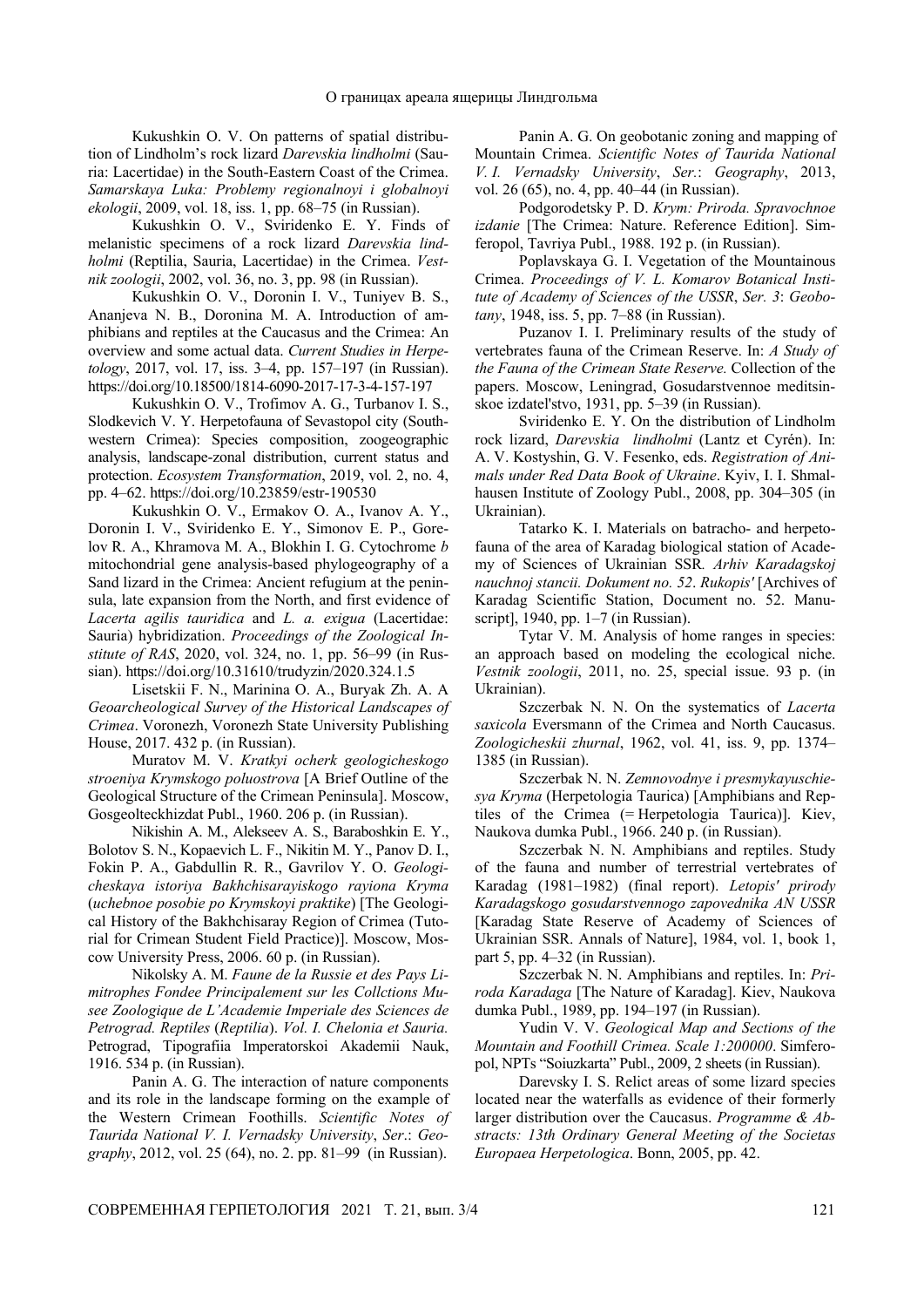Kukushkin O. V. On patterns of spatial distribution of Lindholm's rock lizard *Darevskia lindholmi* (Sauria: Lacertidae) in the South-Eastern Coast of the Crimea. *Samarskaya Luka: Problemy regionalnoyi i globalnoyi ekologii*, 2009, vol. 18, iss. 1, pp. 68–75 (in Russian).

Kukushkin O. V., Sviridenko E. Y. Finds of melanistic specimens of a rock lizard *Darevskia lindholmi* (Reptilia, Sauria, Lacertidae) in the Crimea. *Vestnik zoologii*, 2002, vol. 36, no. 3, pp. 98 (in Russian).

Kukushkin O. V., Doronin I. V., Tuniyev B. S., Ananjeva N. B., Doronina M. A. Introduction of amphibians and reptiles at the Caucasus and the Crimea: An overview and some actual data. *Current Studies in Herpetology*, 2017, vol. 17, iss. 3–4, pp. 157–197 (in Russian). https://doi.org/10.18500/1814-6090-2017-17-3-4-157-197

Kukushkin O. V., Trofimov A. G., Turbanov I. S., Slodkevich V. Y. Herpetofauna of Sevastopol city (Southwestern Crimea): Species composition, zoogeographic analysis, landscape-zonal distribution, current status and protection. *Ecosystem Transformation*, 2019, vol. 2, no. 4, pp. 4–62. https://doi.org/10.23859/estr-190530

Kukushkin O. V., Ermakov O. A., Ivanov A. Y., Doronin I. V., Sviridenko E. Y., Simonov E. P., Gorelov R. A., Khramova M. A., Blokhin I. G. Cytochrome *b* mitochondrial gene analysis-based phylogeography of a Sand lizard in the Crimea: Ancient refugium at the peninsula, late expansion from the North, and first evidence of *Lacerta agilis tauridica* and *L. a. exigua* (Lacertidae: Sauria) hybridization. *Proceedings of the Zoological Institute of RAS*, 2020, vol. 324, no. 1, pp. 56–99 (in Russian). https://doi.org/10.31610/trudyzin/2020.324.1.5

Lisetskii F. N., Marinina O. A., Buryak Zh. A. A *Geoarcheological Survey of the Historical Landscapes of Crimea*. Voronezh, Voronezh State University Publishing House, 2017. 432 p. (in Russian).

Muratov M. V. *Kratkyi ocherk geologicheskogo stroeniya Krymskogo poluostrova* [A Brief Outline of the Geological Structure of the Crimean Peninsula]. Moscow, Gosgeolteckhizdat Publ., 1960. 206 p. (in Russian).

Nikishin A. M., Alekseev A. S., Baraboshkin E. Y., Bolotov S. N., Kopaevich L. F., Nikitin M. Y., Panov D. I., Fokin P. A., Gabdullin R. R., Gavrilov Y. O. *Geologicheskaya istoriya Bakhchisarayiskogo rayiona Kryma* (*uchebnoe posobie po Krymskoyi praktike*) [The Geological History of the Bakhchisaray Region of Crimea (Tutorial for Crimean Student Field Practice)]. Moscow, Moscow University Press, 2006. 60 p. (in Russian).

Nikolsky A. M. *Faune de la Russie et des Pays Limitrophes Fondee Principalement sur les Collctions Musee Zoologique de L'Academie Imperiale des Sciences de Petrograd. Reptiles* (*Reptilia*). *Vol. I. Chelonia et Sauria.* Petrograd, Tipografiia Imperatorskoi Akademii Nauk, 1916. 534 p. (in Russian).

Panin A. G. The interaction of nature components and its role in the landscape forming on the example of the Western Crimean Foothills. *Scientific Notes of Taurida National V. I. Vernadsky University*, *Ser.*: *Geography*, 2012, vol. 25 (64), no. 2. pp. 81–99 (in Russian).

Panin A. G. On geobotanic zoning and mapping of Mountain Crimea. *Scientific Notes of Taurida National V. I. Vernadsky University*, *Ser.*: *Geography*, 2013, vol. 26 (65), no. 4, pp. 40–44 (in Russian).

Podgorodetsky P. D. *Krym: Priroda. Spravochnoe izdanie* [The Crimea: Nature. Reference Edition]. Simferopol, Tavriya Publ., 1988. 192 p. (in Russian).

Poplavskaya G. I. Vegetation of the Mountainous Crimea. *Proceedings of V. L. Komarov Botanical Institute of Academy of Sciences of the USSR*, *Ser. 3*: *Geobotany*, 1948, iss. 5, pp. 7–88 (in Russian).

Puzanov I. I. Preliminary results of the study of vertebrates fauna of the Crimean Reserve. In: *A Study of the Fauna of the Crimean State Reserve.* Collection of the papers. Moscow, Leningrad, Gosudarstvennoe meditsinskoe izdatel'stvo, 1931, pp. 5–39 (in Russian).

Sviridenko E. Y. On the distribution of Lindholm rock lizard, *Darevskia lindholmi* (Lantz et Cyrén). In: A. V. Kostyshin, G. V. Fesenko, eds. *Registration of Animals under Red Data Book of Ukraine*. Kyiv, I. I. Shmalhausen Institute of Zoology Publ., 2008, pp. 304–305 (in Ukrainian).

Tatarko K. I. Materials on batracho- and herpetofauna of the area of Karadag biological station of Academy of Sciences of Ukrainian SSR*. Arhiv Karadagskoj nauchnoj stancii. Dokument no. 52*. *Rukopis'* [Archives of Karadag Scientific Station, Document no. 52. Manuscript], 1940, pp. 1–7 (in Russian).

Tytar V. M. Analysis of home ranges in species: an approach based on modeling the ecological niche. *Vestnik zoologii*, 2011, no. 25, special issue. 93 p. (in Ukrainian).

Szczerbak N. N. On the systematics of *Lacerta saxicola* Eversmann of the Crimea and North Caucasus. *Zoologicheskii zhurnal*, 1962, vol. 41, iss. 9, pp. 1374–1385 (in Russian).

Szczerbak N. N. *Zemnovodnye i presmykayuschiesya Kryma* (Herpetologia Taurica) [Amphibians and Reptiles of the Crimea (= Herpetologia Taurica)]. Kiev, Naukova dumka Publ., 1966. 240 p. (in Russian).

Szczerbak N. N. Amphibians and reptiles. Study of the fauna and number of terrestrial vertebrates of Karadag (1981–1982) (final report). *Letopis' prirody Karadagskogo gosudarstvennogo zapovednika AN USSR* [Karadag State Reserve of Academy of Sciences of Ukrainian SSR. Annals of Nature], 1984, vol. 1, book 1, part 5, pp. 4–32 (in Russian).

Szczerbak N. N. Amphibians and reptiles. In: *Priroda Karadaga* [The Nature of Karadag]. Kiev, Naukova dumka Publ., 1989, pp. 194–197 (in Russian).

Yudin V. V. *Geological Map and Sections of the Mountain and Foothill Crimea. Scale 1:200000*. Simferopol, NPTs "Soiuzkarta" Publ., 2009, 2 sheets (in Russian).

Darevsky I. S. Relict areas of some lizard species located near the waterfalls as evidence of their formerly larger distribution over the Caucasus. *Programme & Abstracts: 13th Ordinary General Meeting of the Societas Europaea Herpetologica*. Bonn, 2005, pp. 42.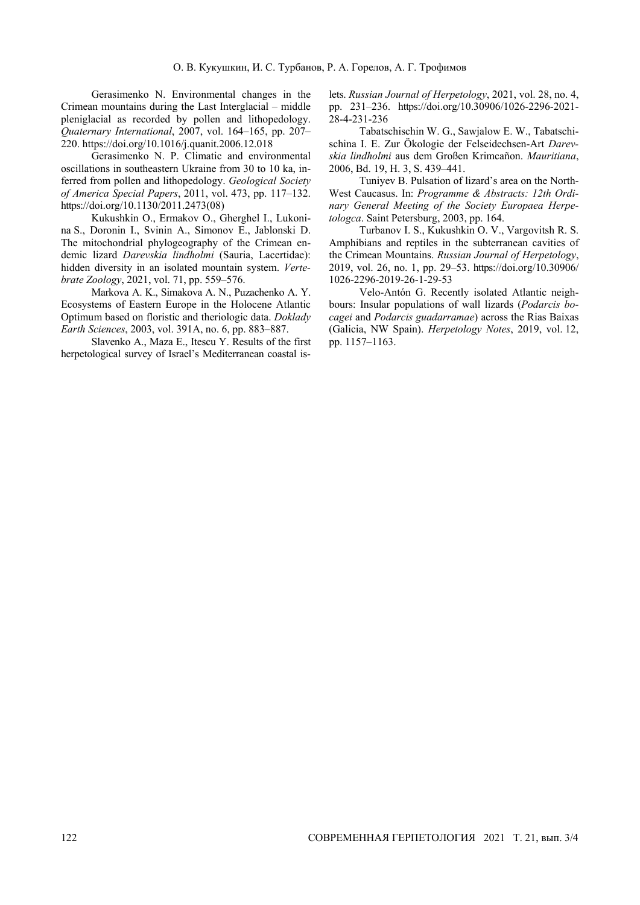Gerasimenko N. Environmental changes in the Crimean mountains during the Last Interglacial – middle pleniglacial as recorded by pollen and lithopedology. *Quaternary International*, 2007, vol. 164–165, pp. 207–220. https://doi.org/10.1016/j.quanit.2006.12.018

Gerasimenko N. P. Climatic and environmental oscillations in southeastern Ukraine from 30 to 10 ka, inferred from pollen and lithopedology. *Geological Society of America Special Papers*, 2011, vol. 473, pp. 117–132. https://doi.org/10.1130/2011.2473(08)

Kukushkin O., Ermakov O., Gherghel I., Lukonina S., Doronin I., Svinin A., Simonov E., Jablonski D. The mitochondrial phylogeography of the Crimean endemic lizard *Darevskia lindholmi* (Sauria, Lacertidae): hidden diversity in an isolated mountain system. *Vertebrate Zoology*, 2021, vol. 71, pp. 559–576.

Markova A. K., Simakova A. N., Puzachenko A. Y. Ecosystems of Eastern Europe in the Holocene Atlantic Optimum based on floristic and theriologic data. *Doklady Earth Sciences*, 2003, vol. 391A, no. 6, pp. 883–887.

Slavenko A., Maza E., Itescu Y. Results of the first herpetological survey of Israel's Mediterranean coastal islets. *Russian Journal of Herpetology*, 2021, vol. 28, no. 4, pp. 231–236. https://doi.org/10.30906/1026-2296-2021-28-4-231-236

Tabatschischin W. G., Sawjalow E. W., Tabatschischina I. E. Zur Ökologie der Felseidechsen-Art *Darevskia lindholmi* aus dem Großen Krimcañon. *Mauritiana*, 2006, Bd. 19, H. 3, S. 439–441.

Tuniyev B. Pulsation of lizard's area on the North-West Caucasus. In: *Programme & Abstracts: 12th Ordinary General Meeting of the Society Europaea Herpetologca*. Saint Petersburg, 2003, pp. 164.

Turbanov I. S., Kukushkin O. V., Vargovitsh R. S. Amphibians and reptiles in the subterranean cavities of the Crimean Mountains. *Russian Journal of Herpetology*, 2019, vol. 26, no. 1, pp. 29–53. https://doi.org/10.30906/1026-2296-2019-26-1-29-53

Velo-Antón G. Recently isolated Atlantic neighbours: Insular populations of wall lizards (*Podarcis bocagei* and *Podarcis guadarramae*) across the Rias Baixas (Galicia, NW Spain). *Herpetology Notes*, 2019, vol. 12, pp. 1157–1163.